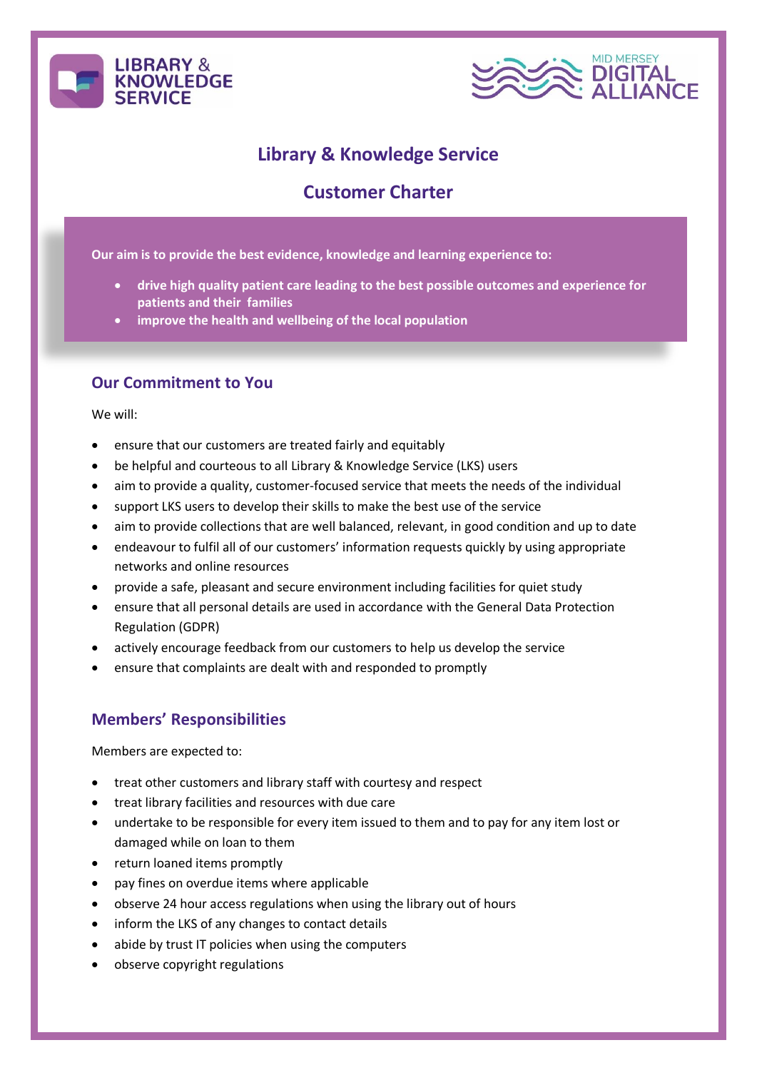LIBRARY & KNOWLEDGE SERVICE

MID MERSEY DIGITAL ALLIANCE

# Library & Knowledge Service

# Customer Charter

**Our aim is to provide the best evidence, knowledge and learning experience to:**

- **drive high quality patient care leading to the best possible outcomes and experience for patients and their families**
- **improve the health and wellbeing of the local population**

## Our Commitment to You

We will:

- ensure that our customers are treated fairly and equitably
- be helpful and courteous to all Library & Knowledge Service (LKS) users
- aim to provide a quality, customer-focused service that meets the needs of the individual
- support LKS users to develop their skills to make the best use of the service
- aim to provide collections that are well balanced, relevant, in good condition and up to date
- endeavour to fulfil all of our customers' information requests quickly by using appropriate networks and online resources
- provide a safe, pleasant and secure environment including facilities for quiet study
- ensure that all personal details are used in accordance with the General Data Protection Regulation (GDPR)
- actively encourage feedback from our customers to help us develop the service
- ensure that complaints are dealt with and responded to promptly

## Members' Responsibilities

Members are expected to:

- treat other customers and library staff with courtesy and respect
- treat library facilities and resources with due care
- undertake to be responsible for every item issued to them and to pay for any item lost or damaged while on loan to them
- return loaned items promptly
- pay fines on overdue items where applicable
- observe 24 hour access regulations when using the library out of hours
- inform the LKS of any changes to contact details
- abide by trust IT policies when using the computers
- observe copyright regulations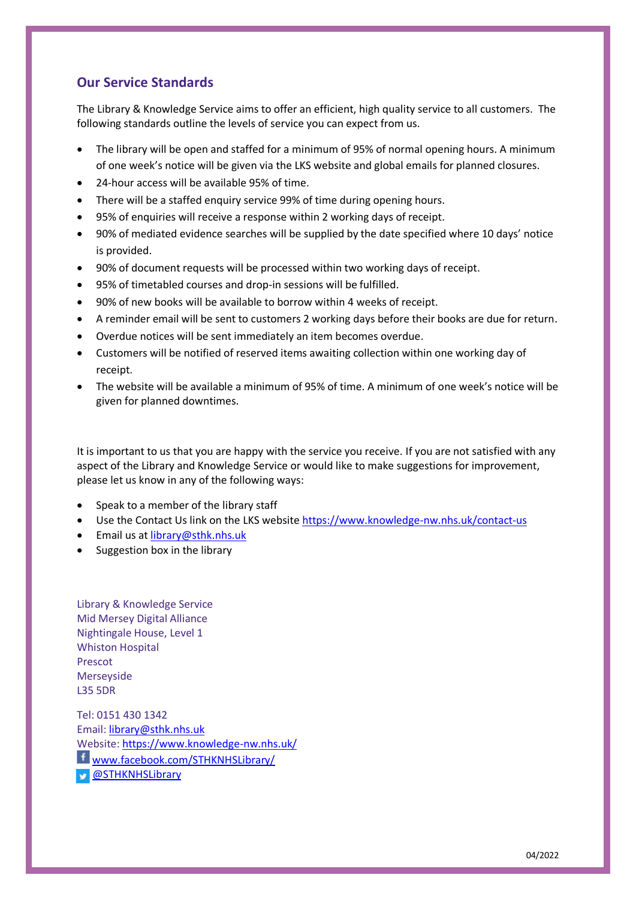## Our Service Standards

The Library & Knowledge Service aims to offer an efficient, high quality service to all customers. The following standards outline the levels of service you can expect from us.

- The library will be open and staffed for a minimum of 95% of normal opening hours. A minimum of one week's notice will be given via the LKS website and global emails for planned closures.
- 24-hour access will be available 95% of time.
- There will be a staffed enquiry service 99% of time during opening hours.
- 95% of enquiries will receive a response within 2 working days of receipt.
- 90% of mediated evidence searches will be supplied by the date specified where 10 days' notice is provided.
- 90% of document requests will be processed within two working days of receipt.
- 95% of timetabled courses and drop-in sessions will be fulfilled.
- 90% of new books will be available to borrow within 4 weeks of receipt.
- A reminder email will be sent to customers 2 working days before their books are due for return.
- Overdue notices will be sent immediately an item becomes overdue.
- Customers will be notified of reserved items awaiting collection within one working day of receipt.
- The website will be available a minimum of 95% of time. A minimum of one week's notice will be given for planned downtimes.

It is important to us that you are happy with the service you receive. If you are not satisfied with any aspect of the Library and Knowledge Service or would like to make suggestions for improvement, please let us know in any of the following ways:

- Speak to a member of the library staff
- Use the Contact Us link on the LKS website https://www.knowledge-nw.nhs.uk/contact-us
- Email us at library@sthk.nhs.uk
- Suggestion box in the library

Library & Knowledge Service
Mid Mersey Digital Alliance
Nightingale House, Level 1
Whiston Hospital
Prescot
Merseyside
L35 5DR

Tel: 0151 430 1342
Email: library@sthk.nhs.uk
Website: https://www.knowledge-nw.nhs.uk/
www.facebook.com/STHKNHSLibrary/
@STHKNHSLibrary

04/2022